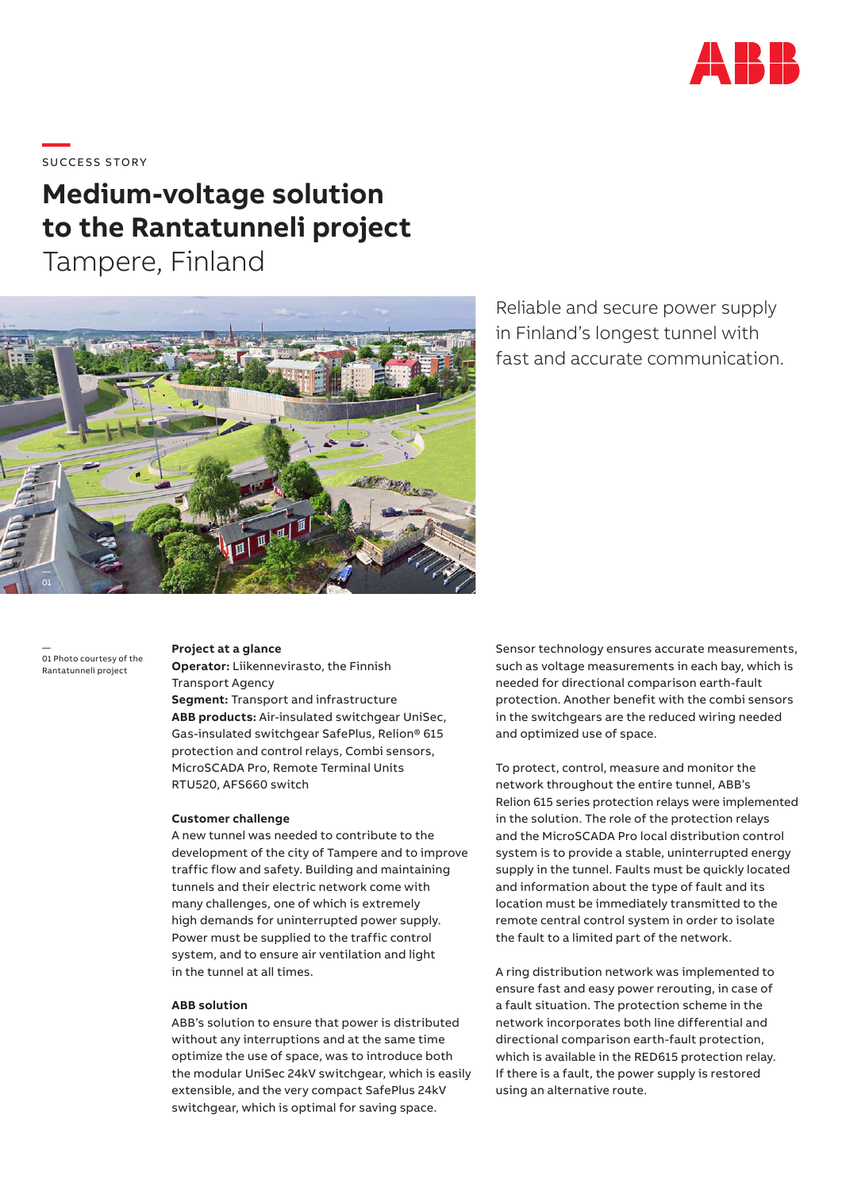SUCCESS STORY

# Medium-voltage solution to the Rantatunneli project

Tampere, Finland

Reliable and secure power supply in Finland's longest tunnel with fast and accurate communication.

01 Photo courtesy of the Rantatunneli project

**Project at a glance**

**Operator:** Liikennevirasto, the Finnish Transport Agency

**Segment:** Transport and infrastructure

**ABB products:** Air-insulated switchgear UniSec, Gas-insulated switchgear SafePlus, Relion® 615 protection and control relays, Combi sensors, MicroSCADA Pro, Remote Terminal Units RTU520, AFS660 switch

**Customer challenge**

A new tunnel was needed to contribute to the development of the city of Tampere and to improve traffic flow and safety. Building and maintaining tunnels and their electric network come with many challenges, one of which is extremely high demands for uninterrupted power supply. Power must be supplied to the traffic control system, and to ensure air ventilation and light in the tunnel at all times.

**ABB solution**

ABB's solution to ensure that power is distributed without any interruptions and at the same time optimize the use of space, was to introduce both the modular UniSec 24kV switchgear, which is easily extensible, and the very compact SafePlus 24kV switchgear, which is optimal for saving space.

Sensor technology ensures accurate measurements, such as voltage measurements in each bay, which is needed for directional comparison earth-fault protection. Another benefit with the combi sensors in the switchgears are the reduced wiring needed and optimized use of space.

To protect, control, measure and monitor the network throughout the entire tunnel, ABB's Relion 615 series protection relays were implemented in the solution. The role of the protection relays and the MicroSCADA Pro local distribution control system is to provide a stable, uninterrupted energy supply in the tunnel. Faults must be quickly located and information about the type of fault and its location must be immediately transmitted to the remote central control system in order to isolate the fault to a limited part of the network.

A ring distribution network was implemented to ensure fast and easy power rerouting, in case of a fault situation. The protection scheme in the network incorporates both line differential and directional comparison earth-fault protection, which is available in the RED615 protection relay. If there is a fault, the power supply is restored using an alternative route.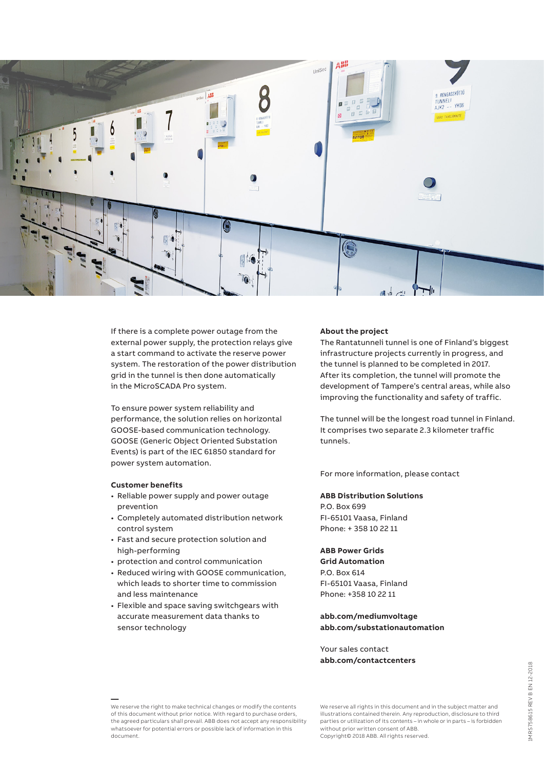If there is a complete power outage from the external power supply, the protection relays give a start command to activate the reserve power system. The restoration of the power distribution grid in the tunnel is then done automatically in the MicroSCADA Pro system.

To ensure power system reliability and performance, the solution relies on horizontal GOOSE-based communication technology. GOOSE (Generic Object Oriented Substation Events) is part of the IEC 61850 standard for power system automation.

**Customer benefits**

- Reliable power supply and power outage prevention
- Completely automated distribution network control system
- Fast and secure protection solution and high-performing
- protection and control communication
- Reduced wiring with GOOSE communication, which leads to shorter time to commission and less maintenance
- Flexible and space saving switchgears with accurate measurement data thanks to sensor technology

**About the project**

The Rantatunneli tunnel is one of Finland's biggest infrastructure projects currently in progress, and the tunnel is planned to be completed in 2017. After its completion, the tunnel will promote the development of Tampere's central areas, while also improving the functionality and safety of traffic.

The tunnel will be the longest road tunnel in Finland. It comprises two separate 2.3 kilometer traffic tunnels.

For more information, please contact

**ABB Distribution Solutions**
P.O. Box 699
FI-65101 Vaasa, Finland
Phone: + 358 10 22 11

**ABB Power Grids**
**Grid Automation**
P.O. Box 614
FI-65101 Vaasa, Finland
Phone: +358 10 22 11

**abb.com/mediumvoltage**
**abb.com/substationautomation**

Your sales contact
**abb.com/contactcenters**

We reserve the right to make technical changes or modify the contents of this document without prior notice. With regard to purchase orders, the agreed particulars shall prevail. ABB does not accept any responsibility whatsoever for potential errors or possible lack of information in this document.

We reserve all rights in this document and in the subject matter and illustrations contained therein. Any reproduction, disclosure to third parties or utilization of its contents – in whole or in parts – is forbidden without prior written consent of ABB.
Copyright© 2018 ABB. All rights reserved.

1MRS758615 REV B EN 12-2018